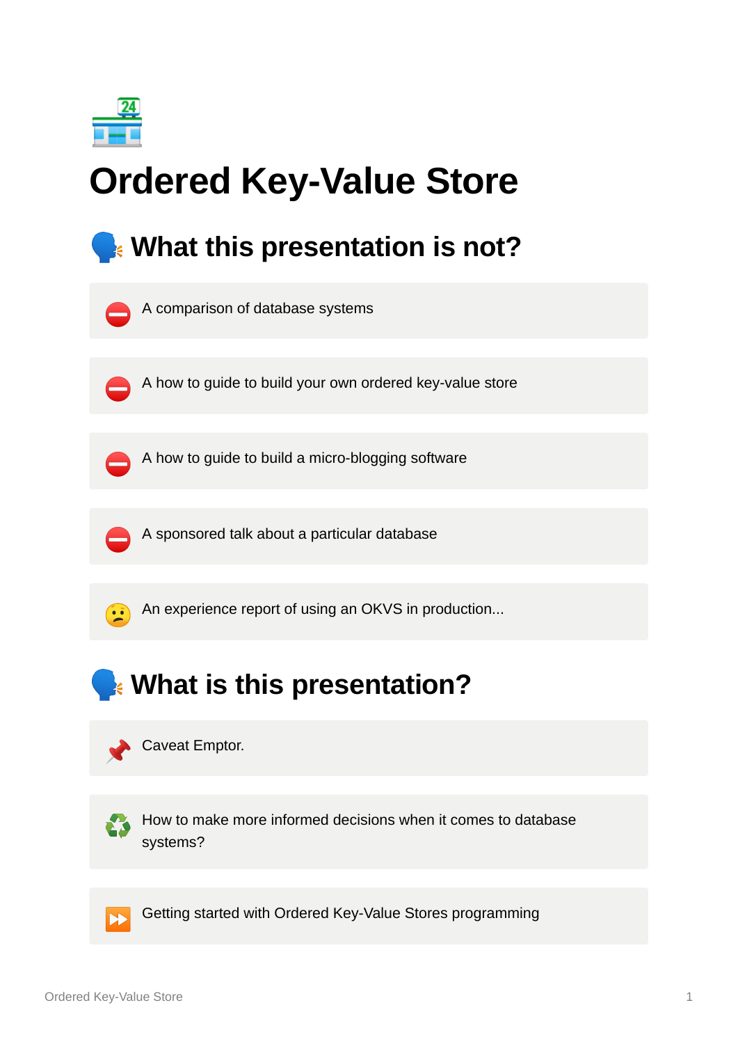🏪

# Ordered Key-Value Store

## 🗣️ What this presentation is not?

- ⛔ A comparison of database systems
- ⛔ A how to guide to build your own ordered key-value store
- ⛔ A how to guide to build a micro-blogging software
- ⛔ A sponsored talk about a particular database
- 😕 An experience report of using an OKVS in production...

## 🗣️ What is this presentation?

- 📌 Caveat Emptor.
- ♻️ How to make more informed decisions when it comes to database systems?
- ⏩ Getting started with Ordered Key-Value Stores programming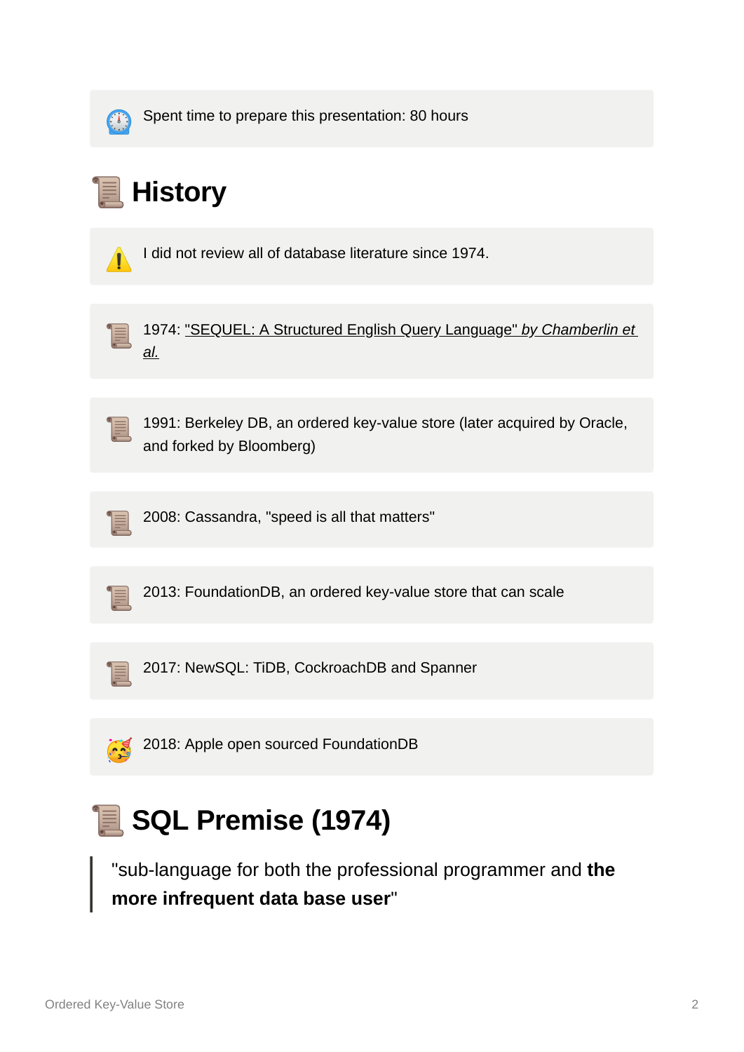⏱️ Spent time to prepare this presentation: 80 hours

# 📜 History

⚠️ I did not review all of database literature since 1974.

📜 1974: "SEQUEL: A Structured English Query Language" *by Chamberlin et al.*

📜 1991: Berkeley DB, an ordered key-value store (later acquired by Oracle, and forked by Bloomberg)

📜 2008: Cassandra, "speed is all that matters"

📜 2013: FoundationDB, an ordered key-value store that can scale

📜 2017: NewSQL: TiDB, CockroachDB and Spanner

🥳 2018: Apple open sourced FoundationDB

# 📜 SQL Premise (1974)

> "sub-language for both the professional programmer and **the more infrequent data base user**"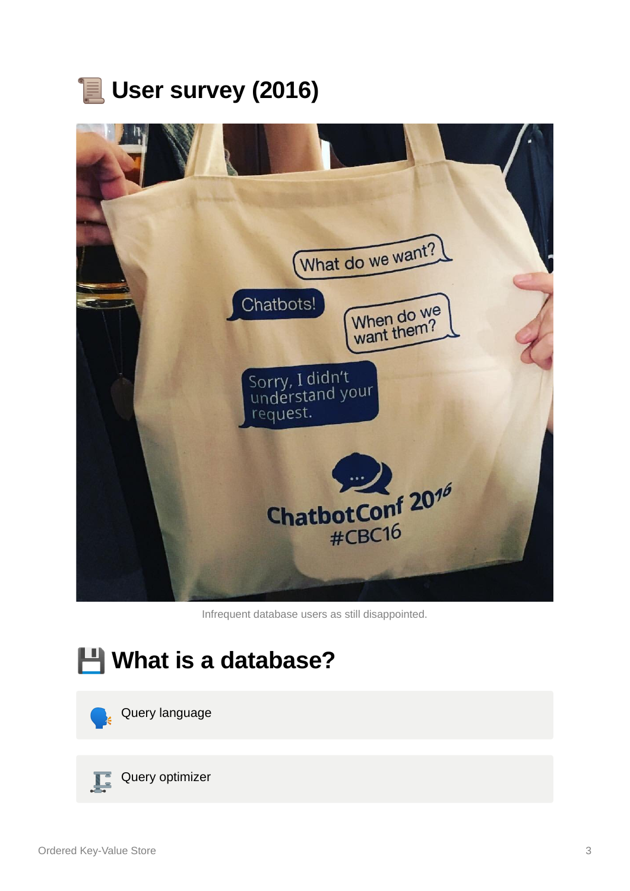# 📜 User survey (2016)

Infrequent database users as still disappointed.

# 💾 What is a database?

🗣️ Query language

🗜️ Query optimizer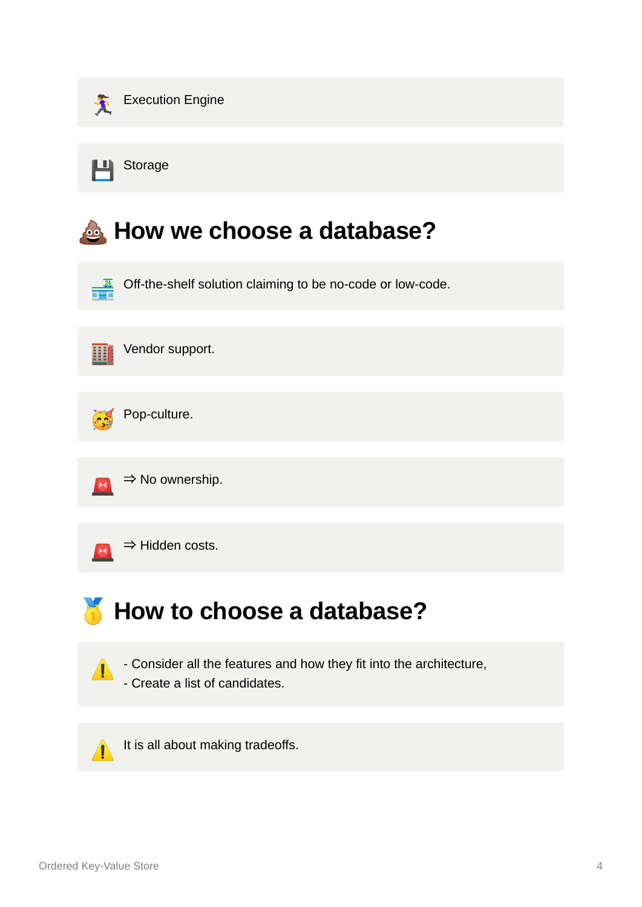🏃‍♀️ Execution Engine

💾 Storage

## 💩 How we choose a database?

🏪 Off-the-shelf solution claiming to be no-code or low-code.

🏢 Vendor support.

🥳 Pop-culture.

🚨 ⇒ No ownership.

🚨 ⇒ Hidden costs.

## 🥇 How to choose a database?

⚠️ - Consider all the features and how they fit into the architecture,
- Create a list of candidates.

⚠️ It is all about making tradeoffs.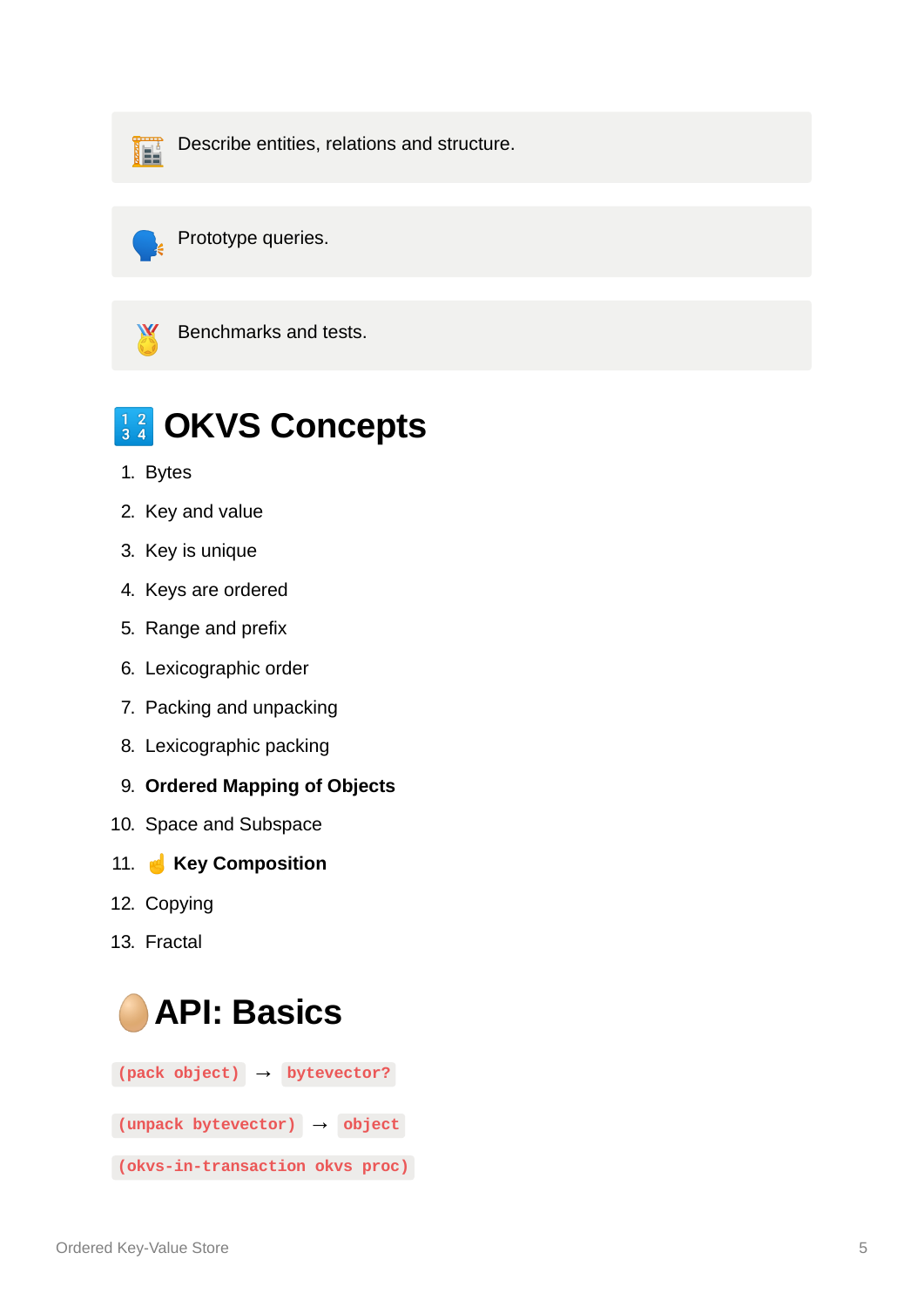🏗️ Describe entities, relations and structure.

🗣️ Prototype queries.

🎖️ Benchmarks and tests.

# 🔢 OKVS Concepts

1. Bytes
2. Key and value
3. Key is unique
4. Keys are ordered
5. Range and prefix
6. Lexicographic order
7. Packing and unpacking
8. Lexicographic packing
9. **Ordered Mapping of Objects**
10. Space and Subspace
11. ☝️ **Key Composition**
12. Copying
13. Fractal

# 🥚 API: Basics

`(pack object)` → `bytevector?`

`(unpack bytevector)` → `object`

`(okvs-in-transaction okvs proc)`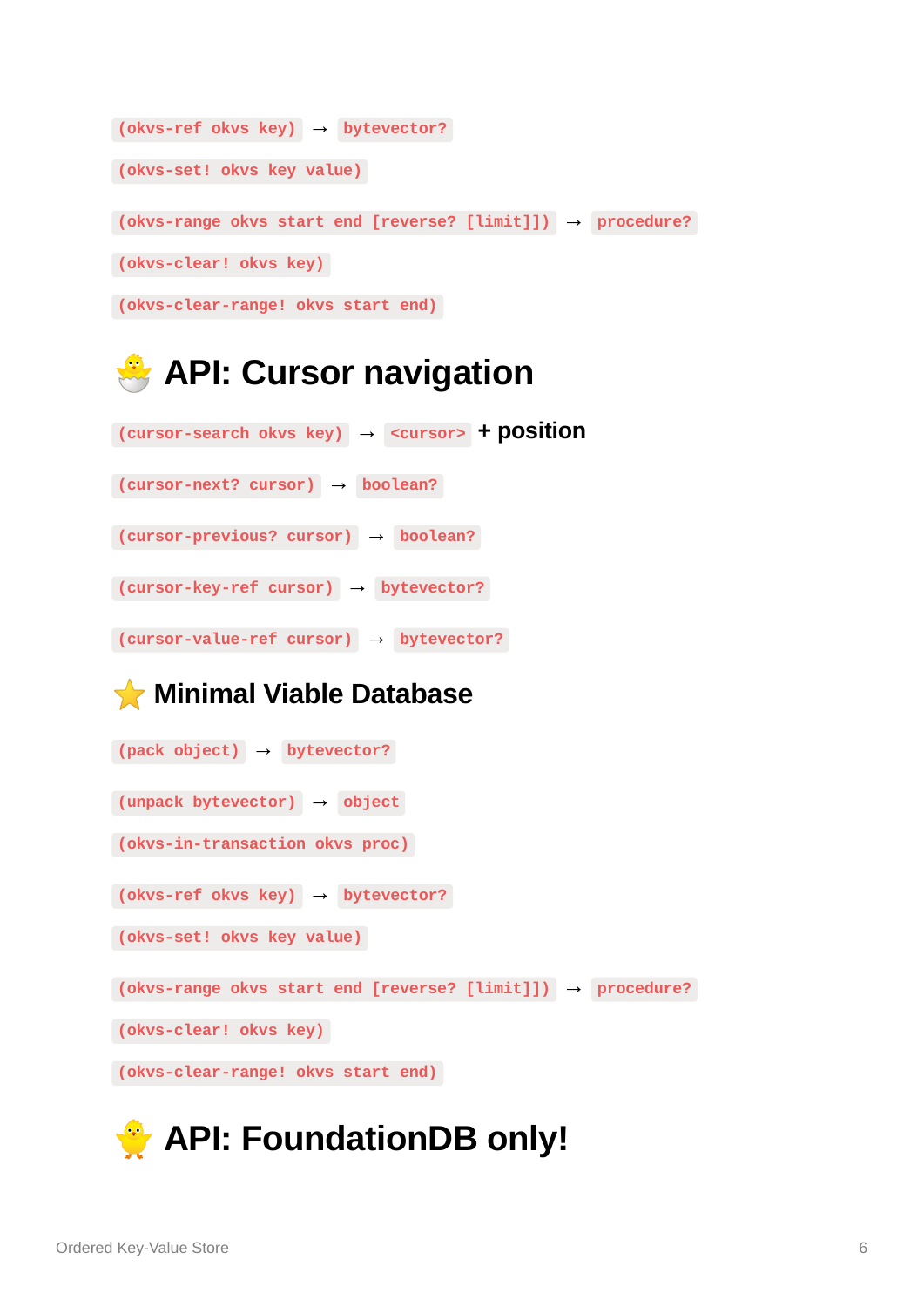`(okvs-ref okvs key)` → `bytevector?`

`(okvs-set! okvs key value)`

`(okvs-range okvs start end [reverse? [limit]])` → `procedure?`

`(okvs-clear! okvs key)`

`(okvs-clear-range! okvs start end)`

# 🐣 API: Cursor navigation

`(cursor-search okvs key)` → `<cursor>` **+ position**

`(cursor-next? cursor)` → `boolean?`

`(cursor-previous? cursor)` → `boolean?`

`(cursor-key-ref cursor)` → `bytevector?`

`(cursor-value-ref cursor)` → `bytevector?`

## ⭐ Minimal Viable Database

`(pack object)` → `bytevector?`

`(unpack bytevector)` → `object`

`(okvs-in-transaction okvs proc)`

`(okvs-ref okvs key)` → `bytevector?`

`(okvs-set! okvs key value)`

`(okvs-range okvs start end [reverse? [limit]])` → `procedure?`

`(okvs-clear! okvs key)`

`(okvs-clear-range! okvs start end)`

# 🐥 API: FoundationDB only!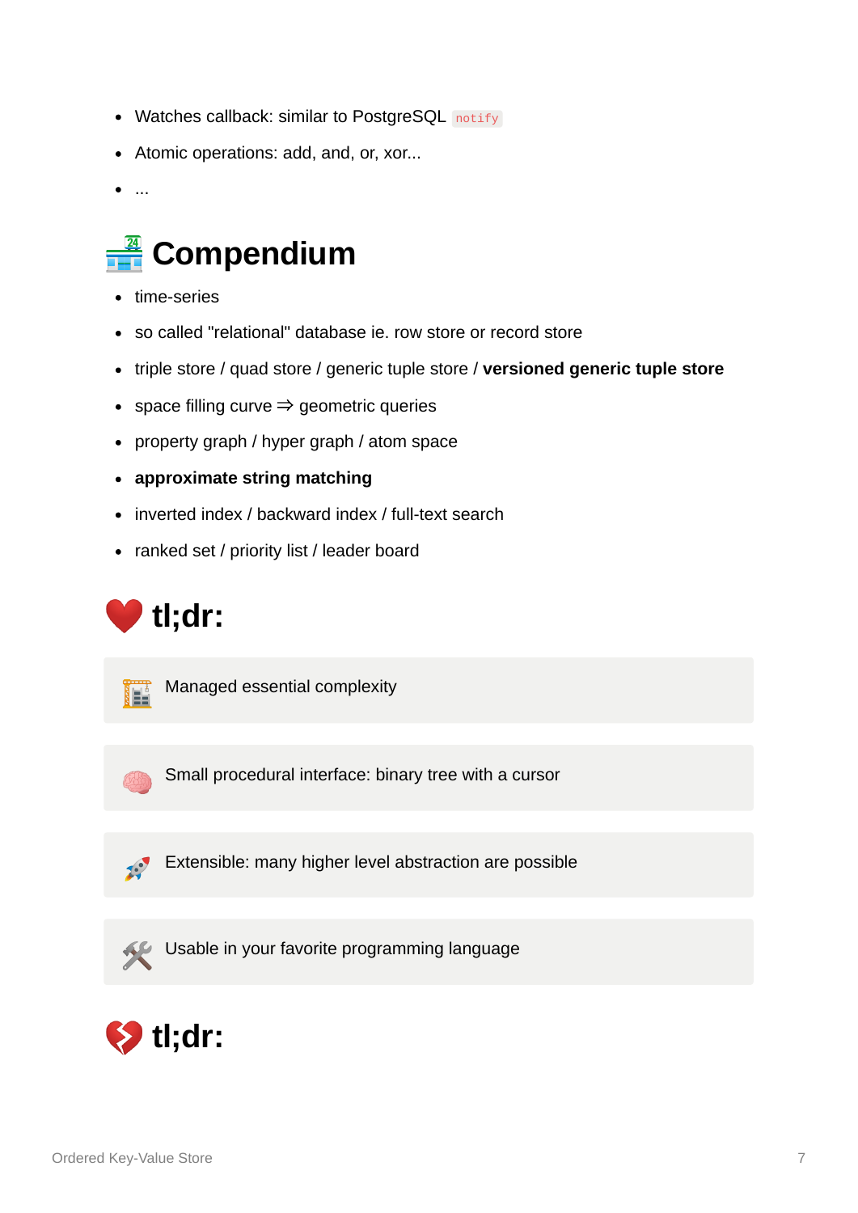- Watches callback: similar to PostgreSQL `notify`
- Atomic operations: add, and, or, xor...
- ...

## 🏪 Compendium

- time-series
- so called "relational" database ie. row store or record store
- triple store / quad store / generic tuple store / **versioned generic tuple store**
- space filling curve ⇒ geometric queries
- property graph / hyper graph / atom space
- **approximate string matching**
- inverted index / backward index / full-text search
- ranked set / priority list / leader board

## ❤️ tl;dr:

> 🏗️ Managed essential complexity

> 🧠 Small procedural interface: binary tree with a cursor

> 🚀 Extensible: many higher level abstraction are possible

> 🛠️ Usable in your favorite programming language

## 💔 tl;dr: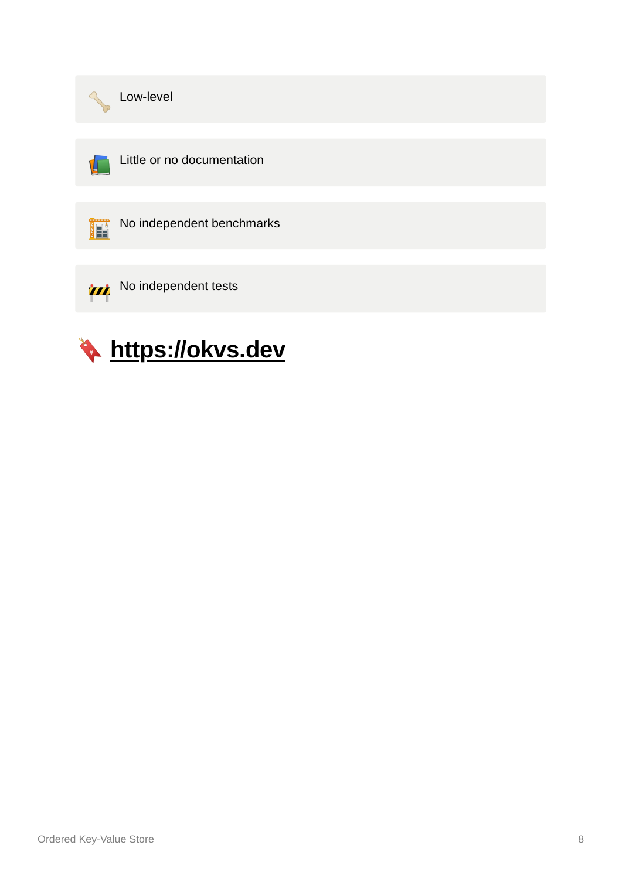🦴 Low-level

📚 Little or no documentation

🏗️ No independent benchmarks

🚧 No independent tests

🔖 **[https://okvs.dev](https://okvs.dev)**